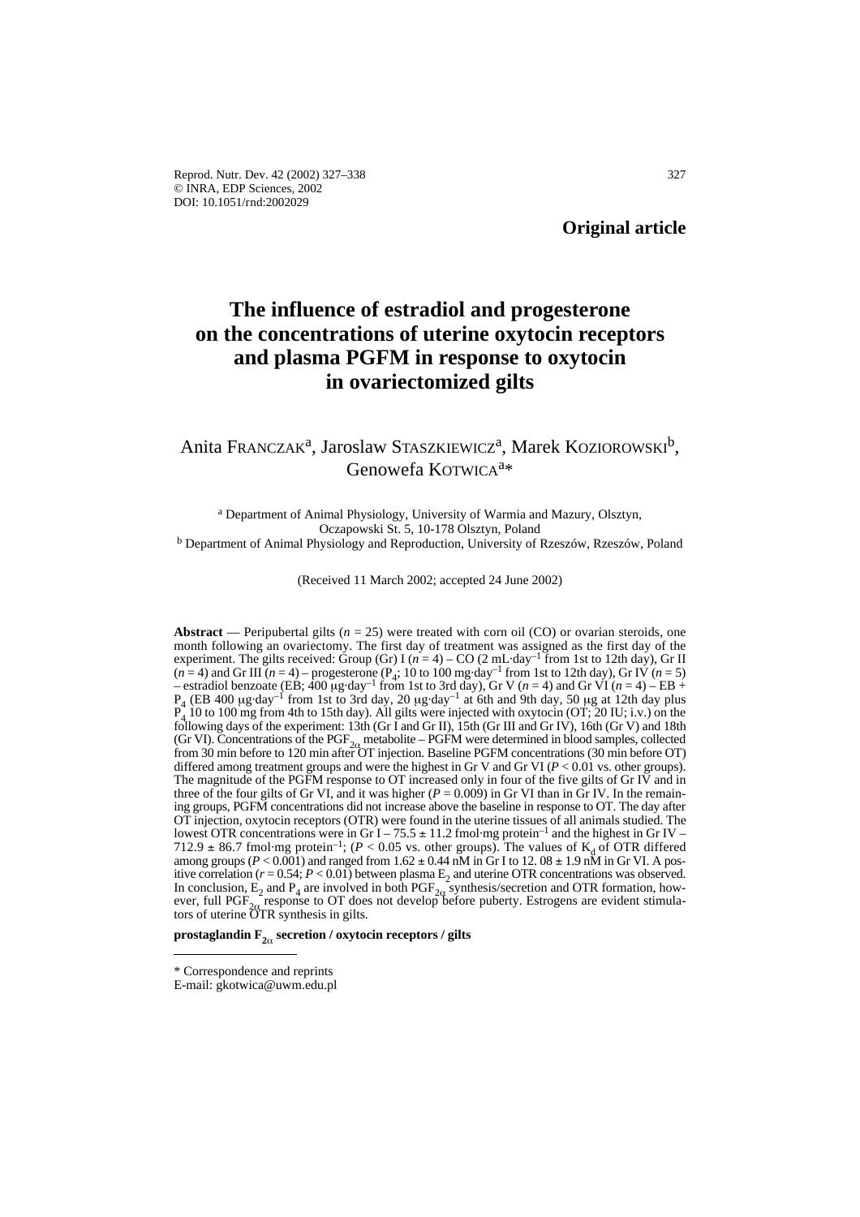**Original article**

# The influence of estradiol and progesterone on the concentrations of uterine oxytocin receptors and plasma PGFM in response to oxytocin in ovariectomized gilts

Anita FRANCZAK[a], Jaroslaw STASZKIEWICZ[a], Marek KOZIOROWSKI[b], Genowefa KOTWICA[a]*

[a] Department of Animal Physiology, University of Warmia and Mazury, Olsztyn, Oczapowski St. 5, 10-178 Olsztyn, Poland
[b] Department of Animal Physiology and Reproduction, University of Rzeszów, Rzeszów, Poland

(Received 11 March 2002; accepted 24 June 2002)

**Abstract** — Peripubertal gilts ($n = 25$) were treated with corn oil (CO) or ovarian steroids, one month following an ovariectomy. The first day of treatment was assigned as the first day of the experiment. The gilts received: Group (Gr) I ($n = 4$) – CO (2 mL·day$^{-1}$ from 1st to 12th day), Gr II ($n = 4$) and Gr III ($n = 4$) – progesterone ($P_4$; 10 to 100 mg·day$^{-1}$ from 1st to 12th day), Gr IV ($n = 5$) – estradiol benzoate (EB; 400 μg·day$^{-1}$ from 1st to 3rd day), Gr V ($n = 4$) and Gr VI ($n = 4$) – EB + $P_4$ (EB 400 μg·day$^{-1}$ from 1st to 3rd day, 20 μg·day$^{-1}$ at 6th and 9th day, 50 μg at 12th day plus $P_4$ 10 to 100 mg from 4th to 15th day). All gilts were injected with oxytocin (OT; 20 IU; i.v.) on the following days of the experiment: 13th (Gr I and Gr II), 15th (Gr III and Gr IV), 16th (Gr V) and 18th (Gr VI). Concentrations of the $PGF_{2\alpha}$ metabolite – PGFM were determined in blood samples, collected from 30 min before to 120 min after OT injection. Baseline PGFM concentrations (30 min before OT) differed among treatment groups and were the highest in Gr V and Gr VI ($P < 0.01$ vs. other groups). The magnitude of the PGFM response to OT increased only in four of the five gilts of Gr IV and in three of the four gilts of Gr VI, and it was higher ($P = 0.009$) in Gr VI than in Gr IV. In the remaining groups, PGFM concentrations did not increase above the baseline in response to OT. The day after OT injection, oxytocin receptors (OTR) were found in the uterine tissues of all animals studied. The lowest OTR concentrations were in Gr I – 75.5 ± 11.2 fmol·mg protein$^{-1}$ and the highest in Gr IV – 712.9 ± 86.7 fmol·mg protein$^{-1}$; ($P < 0.05$ vs. other groups). The values of $K_d$ of OTR differed among groups ($P < 0.001$) and ranged from 1.62 ± 0.44 nM in Gr I to 12. 08 ± 1.9 nM in Gr VI. A positive correlation ($r = 0.54$; $P < 0.01$) between plasma $E_2$ and uterine OTR concentrations was observed. In conclusion, $E_2$ and $P_4$ are involved in both $PGF_{2\alpha}$ synthesis/secretion and OTR formation, however, full $PGF_{2\alpha}$ response to OT does not develop before puberty. Estrogens are evident stimulators of uterine OTR synthesis in gilts.

**prostaglandin $F_{2\alpha}$ secretion / oxytocin receptors / gilts**

---

* Correspondence and reprints
E-mail: gkotwica@uwm.edu.pl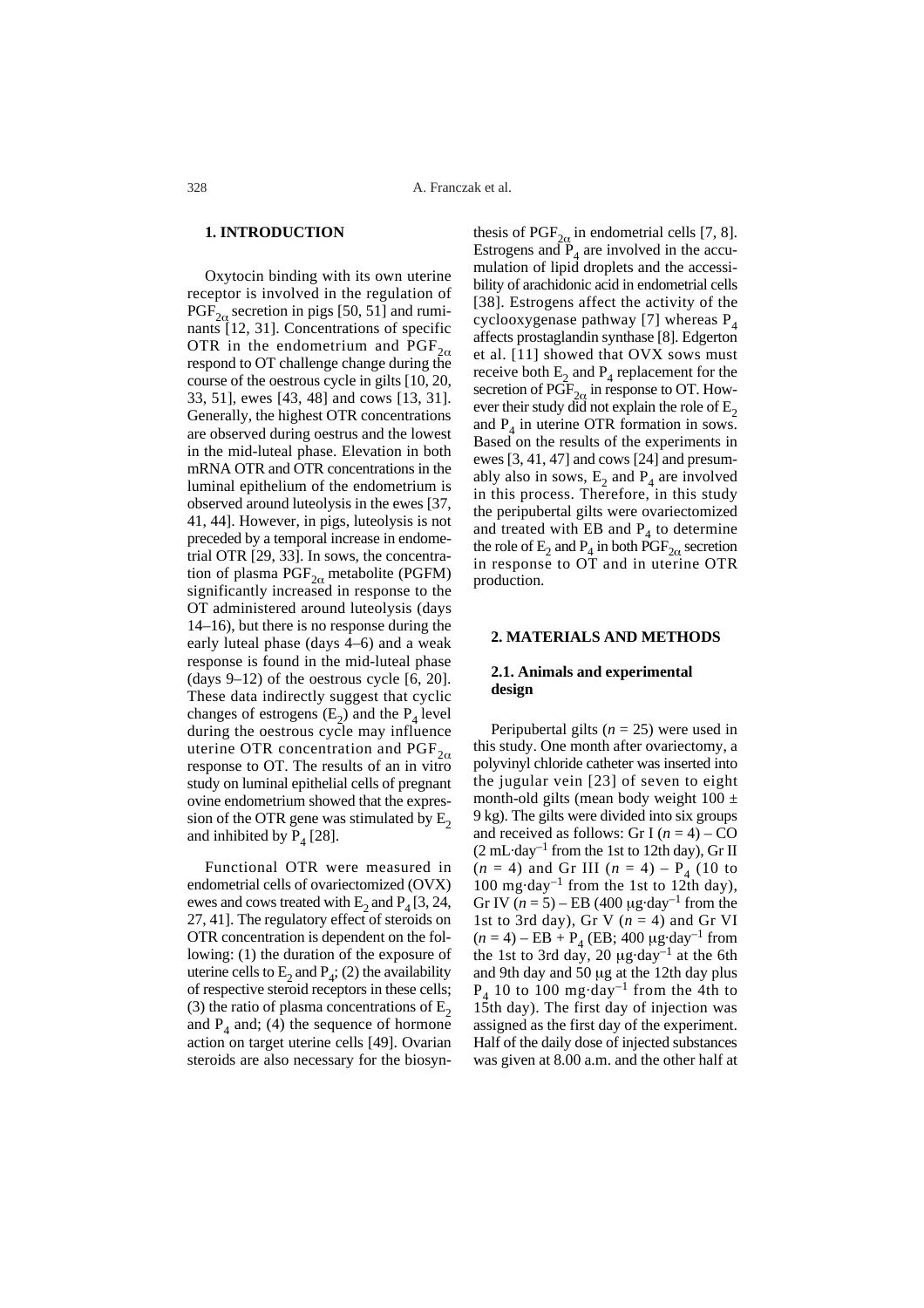## 1. INTRODUCTION

Oxytocin binding with its own uterine receptor is involved in the regulation of $PGF_{2\alpha}$ secretion in pigs [50, 51] and ruminants [12, 31]. Concentrations of specific OTR in the endometrium and $PGF_{2\alpha}$ respond to OT challenge change during the course of the oestrous cycle in gilts [10, 20, 33, 51], ewes [43, 48] and cows [13, 31]. Generally, the highest OTR concentrations are observed during oestrus and the lowest in the mid-luteal phase. Elevation in both mRNA OTR and OTR concentrations in the luminal epithelium of the endometrium is observed around luteolysis in the ewes [37, 41, 44]. However, in pigs, luteolysis is not preceded by a temporal increase in endometrial OTR [29, 33]. In sows, the concentration of plasma $PGF_{2\alpha}$ metabolite (PGFM) significantly increased in response to the OT administered around luteolysis (days 14–16), but there is no response during the early luteal phase (days 4–6) and a weak response is found in the mid-luteal phase (days 9–12) of the oestrous cycle [6, 20]. These data indirectly suggest that cyclic changes of estrogens ($E_2$) and the $P_4$ level during the oestrous cycle may influence uterine OTR concentration and $PGF_{2\alpha}$ response to OT. The results of an in vitro study on luminal epithelial cells of pregnant ovine endometrium showed that the expression of the OTR gene was stimulated by $E_2$ and inhibited by $P_4$ [28].

Functional OTR were measured in endometrial cells of ovariectomized (OVX) ewes and cows treated with $E_2$ and $P_4$ [3, 24, 27, 41]. The regulatory effect of steroids on OTR concentration is dependent on the following: (1) the duration of the exposure of uterine cells to $E_2$ and $P_4$; (2) the availability of respective steroid receptors in these cells; (3) the ratio of plasma concentrations of $E_2$ and $P_4$ and; (4) the sequence of hormone action on target uterine cells [49]. Ovarian steroids are also necessary for the biosynthesis of $PGF_{2\alpha}$ in endometrial cells [7, 8]. Estrogens and $P_4$ are involved in the accumulation of lipid droplets and the accessibility of arachidonic acid in endometrial cells [38]. Estrogens affect the activity of the cyclooxygenase pathway [7] whereas $P_4$ affects prostaglandin synthase [8]. Edgerton et al. [11] showed that OVX sows must receive both $E_2$ and $P_4$ replacement for the secretion of $PGF_{2\alpha}$ in response to OT. However their study did not explain the role of $E_2$ and $P_4$ in uterine OTR formation in sows. Based on the results of the experiments in ewes [3, 41, 47] and cows [24] and presumably also in sows, $E_2$ and $P_4$ are involved in this process. Therefore, in this study the peripubertal gilts were ovariectomized and treated with EB and $P_4$ to determine the role of $E_2$ and $P_4$ in both $PGF_{2\alpha}$ secretion in response to OT and in uterine OTR production.

## 2. MATERIALS AND METHODS

### 2.1. Animals and experimental design

Peripubertal gilts ($n = 25$) were used in this study. One month after ovariectomy, a polyvinyl chloride catheter was inserted into the jugular vein [23] of seven to eight month-old gilts (mean body weight $100 \pm 9$ kg). The gilts were divided into six groups and received as follows: Gr I ($n = 4$) – CO ($2\ \text{mL}\cdot\text{day}^{-1}$ from the 1st to 12th day), Gr II ($n = 4$) and Gr III ($n = 4$) – $P_4$ (10 to $100\ \text{mg}\cdot\text{day}^{-1}$ from the 1st to 12th day), Gr IV ($n = 5$) – EB ($400\ \mu\text{g}\cdot\text{day}^{-1}$ from the 1st to 3rd day), Gr V ($n = 4$) and Gr VI ($n = 4$) – EB + $P_4$ (EB; $400\ \mu\text{g}\cdot\text{day}^{-1}$ from the 1st to 3rd day, $20\ \mu\text{g}\cdot\text{day}^{-1}$ at the 6th and 9th day and $50\ \mu\text{g}$ at the 12th day plus $P_4$ 10 to $100\ \text{mg}\cdot\text{day}^{-1}$ from the 4th to 15th day). The first day of injection was assigned as the first day of the experiment. Half of the daily dose of injected substances was given at 8.00 a.m. and the other half at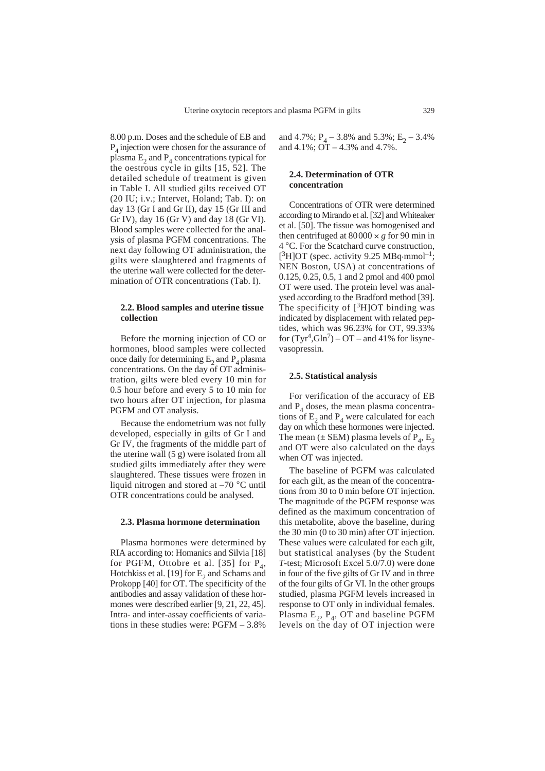8.00 p.m. Doses and the schedule of EB and $P_4$ injection were chosen for the assurance of plasma $E_2$ and $P_4$ concentrations typical for the oestrous cycle in gilts [15, 52]. The detailed schedule of treatment is given in Table I. All studied gilts received OT (20 IU; i.v.; Intervet, Holand; Tab. I): on day 13 (Gr I and Gr II), day 15 (Gr III and Gr IV), day 16 (Gr V) and day 18 (Gr VI). Blood samples were collected for the analysis of plasma PGFM concentrations. The next day following OT administration, the gilts were slaughtered and fragments of the uterine wall were collected for the determination of OTR concentrations (Tab. I).

### 2.2. Blood samples and uterine tissue collection

Before the morning injection of CO or hormones, blood samples were collected once daily for determining $E_2$ and $P_4$ plasma concentrations. On the day of OT administration, gilts were bled every 10 min for 0.5 hour before and every 5 to 10 min for two hours after OT injection, for plasma PGFM and OT analysis.

Because the endometrium was not fully developed, especially in gilts of Gr I and Gr IV, the fragments of the middle part of the uterine wall (5 g) were isolated from all studied gilts immediately after they were slaughtered. These tissues were frozen in liquid nitrogen and stored at –70 °C until OTR concentrations could be analysed.

### 2.3. Plasma hormone determination

Plasma hormones were determined by RIA according to: Homanics and Silvia [18] for PGFM, Ottobre et al. [35] for $P_4$, Hotchkiss et al. [19] for $E_2$ and Schams and Prokopp [40] for OT. The specificity of the antibodies and assay validation of these hormones were described earlier [9, 21, 22, 45]. Intra- and inter-assay coefficients of variations in these studies were: PGFM – 3.8% and 4.7%; $P_4$ – 3.8% and 5.3%; $E_2$ – 3.4% and 4.1%; OT – 4.3% and 4.7%.

### 2.4. Determination of OTR concentration

Concentrations of OTR were determined according to Mirando et al. [32] and Whiteaker et al. [50]. The tissue was homogenised and then centrifuged at $80\,000 \times g$ for 90 min in 4 °C. For the Scatchard curve construction, [$^3$H]OT (spec. activity 9.25 MBq·mmol$^{-1}$; NEN Boston, USA) at concentrations of 0.125, 0.25, 0.5, 1 and 2 pmol and 400 pmol OT were used. The protein level was analysed according to the Bradford method [39]. The specificity of [$^3$H]OT binding was indicated by displacement with related peptides, which was 96.23% for OT, 99.33% for (Tyr$^4$,Gln$^7$) – OT – and 41% for lisyne-vasopressin.

### 2.5. Statistical analysis

For verification of the accuracy of EB and $P_4$ doses, the mean plasma concentrations of $E_2$ and $P_4$ were calculated for each day on which these hormones were injected. The mean (± SEM) plasma levels of $P_4$, $E_2$ and OT were also calculated on the days when OT was injected.

The baseline of PGFM was calculated for each gilt, as the mean of the concentrations from 30 to 0 min before OT injection. The magnitude of the PGFM response was defined as the maximum concentration of this metabolite, above the baseline, during the 30 min (0 to 30 min) after OT injection. These values were calculated for each gilt, but statistical analyses (by the Student *T*-test; Microsoft Excel 5.0/7.0) were done in four of the five gilts of Gr IV and in three of the four gilts of Gr VI. In the other groups studied, plasma PGFM levels increased in response to OT only in individual females. Plasma $E_2$, $P_4$, OT and baseline PGFM levels on the day of OT injection were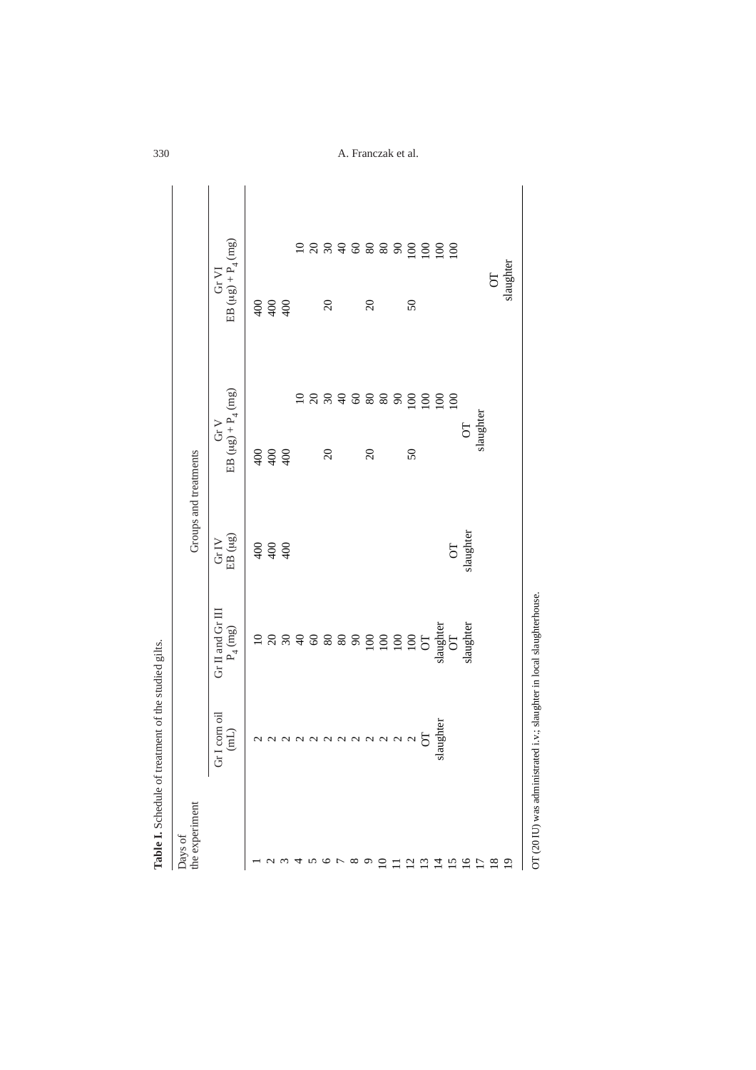**Table I.** Schedule of treatment of the studied gilts.

| Days of the experiment | Groups and treatments | | | | | | |
|---|---|---|---|---|---|---|---|
| | Gr I corn oil (mL) | Gr II and Gr III $P_4$ (mg) | Gr IV EB (μg) | Gr V EB (μg) + $P_4$ (mg) | | Gr VI EB (μg) + $P_4$ (mg) | |
| 1 | 2 | 10 | 400 | 400 | | 400 | |
| 2 | 2 | 20 | 400 | 400 | | 400 | |
| 3 | 2 | 30 | 400 | 400 | | 400 | |
| 4 | 2 | 40 | | | 10 | | 10 |
| 5 | 2 | 60 | | | 20 | | 20 |
| 6 | 2 | 80 | | 20 | 30 | 20 | 30 |
| 7 | 2 | 80 | | | 40 | | 40 |
| 8 | 2 | 90 | | | 60 | | 60 |
| 9 | 2 | 100 | | 20 | 80 | 20 | 80 |
| 10 | 2 | 100 | | | 80 | | 80 |
| 11 | 2 | 100 | | | 90 | | 90 |
| 12 | 2 | 100 | | 50 | 100 | 50 | 100 |
| 13 | OT | OT | | | 100 | | 100 |
| 14 | slaughter | slaughter | | | 100 | | 100 |
| 15 | | OT | OT | | 100 | | 100 |
| 16 | | slaughter | slaughter | OT | | | |
| 17 | | | | slaughter | | | |
| 18 | | | | | | OT | |
| 19 | | | | | | slaughter | |

OT (20 IU) was administrated i.v.; slaughter in local slaughterhouse.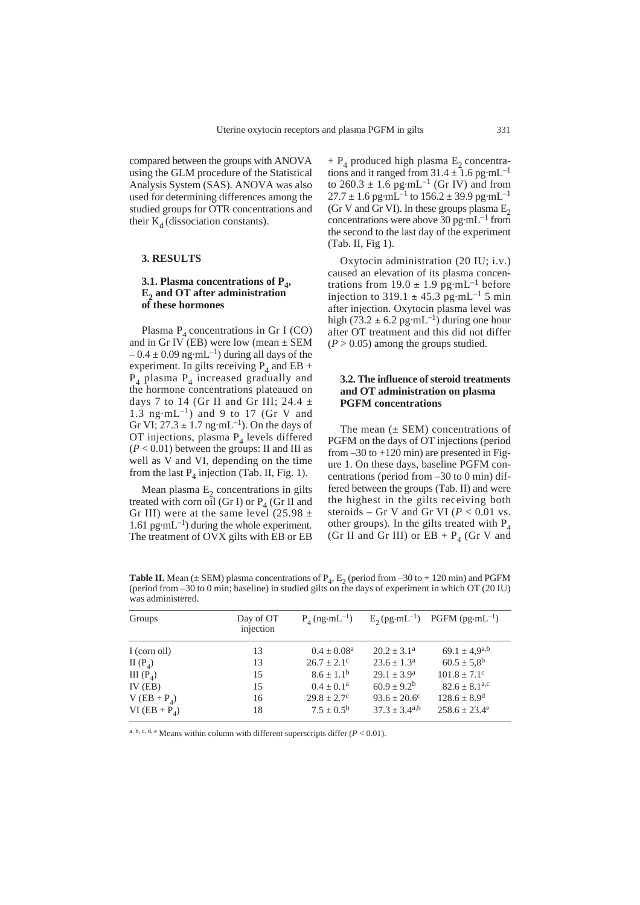compared between the groups with ANOVA using the GLM procedure of the Statistical Analysis System (SAS). ANOVA was also used for determining differences among the studied groups for OTR concentrations and their $K_d$ (dissociation constants).

## 3. RESULTS

### 3.1. Plasma concentrations of $P_4$, $E_2$ and OT after administration of these hormones

Plasma $P_4$ concentrations in Gr I (CO) and in Gr IV (EB) were low (mean ± SEM – 0.4 ± 0.09 ng·mL$^{-1}$) during all days of the experiment. In gilts receiving $P_4$ and EB + $P_4$ plasma $P_4$ increased gradually and the hormone concentrations plateaued on days 7 to 14 (Gr II and Gr III; 24.4 ± 1.3 ng·mL$^{-1}$) and 9 to 17 (Gr V and Gr VI; 27.3 ± 1.7 ng·mL$^{-1}$). On the days of OT injections, plasma $P_4$ levels differed ($P < 0.01$) between the groups: II and III as well as V and VI, depending on the time from the last $P_4$ injection (Tab. II, Fig. 1).

Mean plasma $E_2$ concentrations in gilts treated with corn oil (Gr I) or $P_4$ (Gr II and Gr III) were at the same level (25.98 ± 1.61 pg·mL$^{-1}$) during the whole experiment. The treatment of OVX gilts with EB or EB + $P_4$ produced high plasma $E_2$ concentrations and it ranged from 31.4 ± 1.6 pg·mL$^{-1}$ to 260.3 ± 1.6 pg·mL$^{-1}$ (Gr IV) and from 27.7 ± 1.6 pg·mL$^{-1}$ to 156.2 ± 39.9 pg·mL$^{-1}$ (Gr V and Gr VI). In these groups plasma $E_2$ concentrations were above 30 pg·mL$^{-1}$ from the second to the last day of the experiment (Tab. II, Fig 1).

Oxytocin administration (20 IU; i.v.) caused an elevation of its plasma concentrations from 19.0 ± 1.9 pg·mL$^{-1}$ before injection to 319.1 ± 45.3 pg·mL$^{-1}$ 5 min after injection. Oxytocin plasma level was high (73.2 ± 6.2 pg·mL$^{-1}$) during one hour after OT treatment and this did not differ ($P > 0.05$) among the groups studied.

### 3.2. The influence of steroid treatments and OT administration on plasma PGFM concentrations

The mean (± SEM) concentrations of PGFM on the days of OT injections (period from –30 to +120 min) are presented in Figure 1. On these days, baseline PGFM concentrations (period from –30 to 0 min) differed between the groups (Tab. II) and were the highest in the gilts receiving both steroids – Gr V and Gr VI ($P < 0.01$ vs. other groups). In the gilts treated with $P_4$ (Gr II and Gr III) or EB + $P_4$ (Gr V and

**Table II.** Mean (± SEM) plasma concentrations of $P_4$, $E_2$ (period from –30 to + 120 min) and PGFM (period from –30 to 0 min; baseline) in studied gilts on the days of experiment in which OT (20 IU) was administered.

| Groups | Day of OT injection | $P_4$ (ng·mL$^{-1}$) | $E_2$ (pg·mL$^{-1}$) | PGFM (pg·mL$^{-1}$) |
|---|---|---|---|---|
| I (corn oil) | 13 | 0.4 ± 0.08$^{a}$ | 20.2 ± 3.1$^{a}$ | 69.1 ± 4,9$^{a,b}$ |
| II ($P_4$) | 13 | 26.7 ± 2.1$^{c}$ | 23.6 ± 1.3$^{a}$ | 60.5 ± 5,8$^{b}$ |
| III ($P_4$) | 15 | 8.6 ± 1.1$^{b}$ | 29.1 ± 3.9$^{a}$ | 101.8 ± 7.1$^{c}$ |
| IV (EB) | 15 | 0.4 ± 0.1$^{a}$ | 60.9 ± 9.2$^{b}$ | 82.6 ± 8.1$^{a,c}$ |
| V (EB + $P_4$) | 16 | 29.8 ± 2.7$^{c}$ | 93.6 ± 20.6$^{c}$ | 128.6 ± 8.9$^{d}$ |
| VI (EB + $P_4$) | 18 | 7.5 ± 0.5$^{b}$ | 37.3 ± 3.4$^{a,b}$ | 258.6 ± 23.4$^{e}$ |

$^{a, b, c, d, e}$ Means within column with different superscripts differ ($P < 0.01$).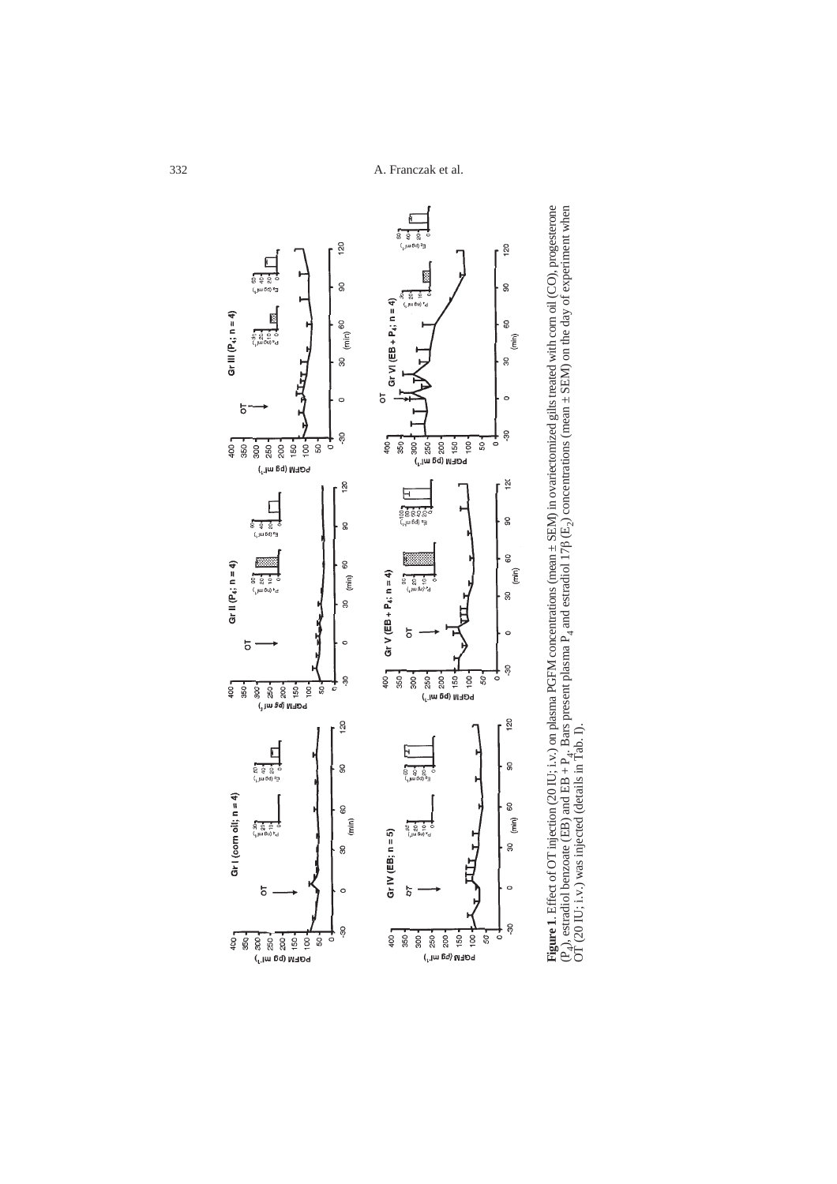**Figure 1**. Effect of OT injection (20 IU; i.v.) on plasma PGFM concentrations (mean ± SEM) in ovariectomized gilts treated with corn oil (CO), progesterone ($P_4$), estradiol benzoate (EB) and EB + $P_4$. Bars present plasma $P_4$ and estradiol 17β ($E_2$) concentrations (mean ± SEM) on the day of experiment when OT (20 IU; i.v.) was injected (details in Tab. I).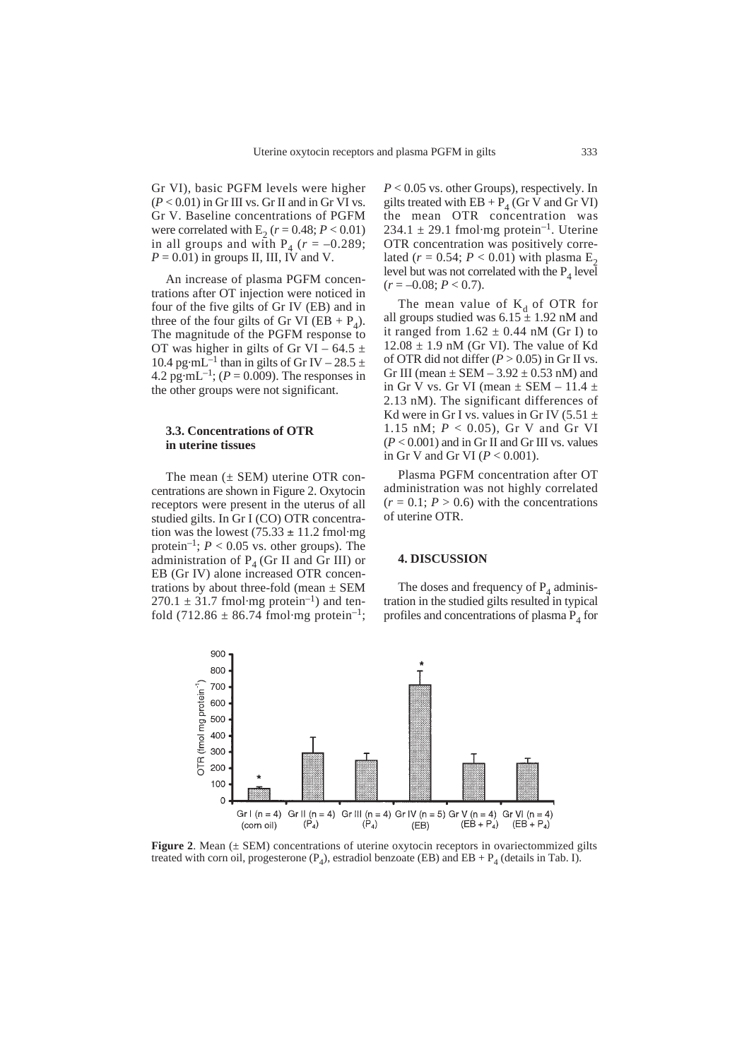Gr VI), basic PGFM levels were higher ($P < 0.01$) in Gr III vs. Gr II and in Gr VI vs. Gr V. Baseline concentrations of PGFM were correlated with $E_2$ ($r = 0.48$; $P < 0.01$) in all groups and with $P_4$ ($r = -0.289$; $P = 0.01$) in groups II, III, IV and V.

An increase of plasma PGFM concentrations after OT injection were noticed in four of the five gilts of Gr IV (EB) and in three of the four gilts of Gr VI (EB + $P_4$). The magnitude of the PGFM response to OT was higher in gilts of Gr VI – 64.5 ± 10.4 pg·mL$^{-1}$ than in gilts of Gr IV – 28.5 ± 4.2 pg·mL$^{-1}$; ($P = 0.009$). The responses in the other groups were not significant.

### 3.3. Concentrations of OTR in uterine tissues

The mean (± SEM) uterine OTR concentrations are shown in Figure 2. Oxytocin receptors were present in the uterus of all studied gilts. In Gr I (CO) OTR concentration was the lowest (75.33 ± 11.2 fmol·mg protein$^{-1}$; $P < 0.05$ vs. other groups). The administration of $P_4$ (Gr II and Gr III) or EB (Gr IV) alone increased OTR concentrations by about three-fold (mean ± SEM 270.1 ± 31.7 fmol·mg protein$^{-1}$) and ten-fold (712.86 ± 86.74 fmol·mg protein$^{-1}$; $P < 0.05$ vs. other Groups), respectively. In gilts treated with EB + $P_4$ (Gr V and Gr VI) the mean OTR concentration was 234.1 ± 29.1 fmol·mg protein$^{-1}$. Uterine OTR concentration was positively correlated ($r = 0.54$; $P < 0.01$) with plasma $E_2$ level but was not correlated with the $P_4$ level ($r = -0.08$; $P < 0.7$).

The mean value of $K_d$ of OTR for all groups studied was 6.15 ± 1.92 nM and it ranged from 1.62 ± 0.44 nM (Gr I) to 12.08 ± 1.9 nM (Gr VI). The value of Kd of OTR did not differ ($P > 0.05$) in Gr II vs. Gr III (mean ± SEM – 3.92 ± 0.53 nM) and in Gr V vs. Gr VI (mean ± SEM – 11.4 ± 2.13 nM). The significant differences of Kd were in Gr I vs. values in Gr IV (5.51 ± 1.15 nM; $P < 0.05$), Gr V and Gr VI ($P < 0.001$) and in Gr II and Gr III vs. values in Gr V and Gr VI ($P < 0.001$).

Plasma PGFM concentration after OT administration was not highly correlated ($r = 0.1$; $P > 0.6$) with the concentrations of uterine OTR.

## 4. DISCUSSION

The doses and frequency of $P_4$ administration in the studied gilts resulted in typical profiles and concentrations of plasma $P_4$ for

**Figure 2**. Mean (± SEM) concentrations of uterine oxytocin receptors in ovariectommized gilts treated with corn oil, progesterone ($P_4$), estradiol benzoate (EB) and EB + $P_4$ (details in Tab. I).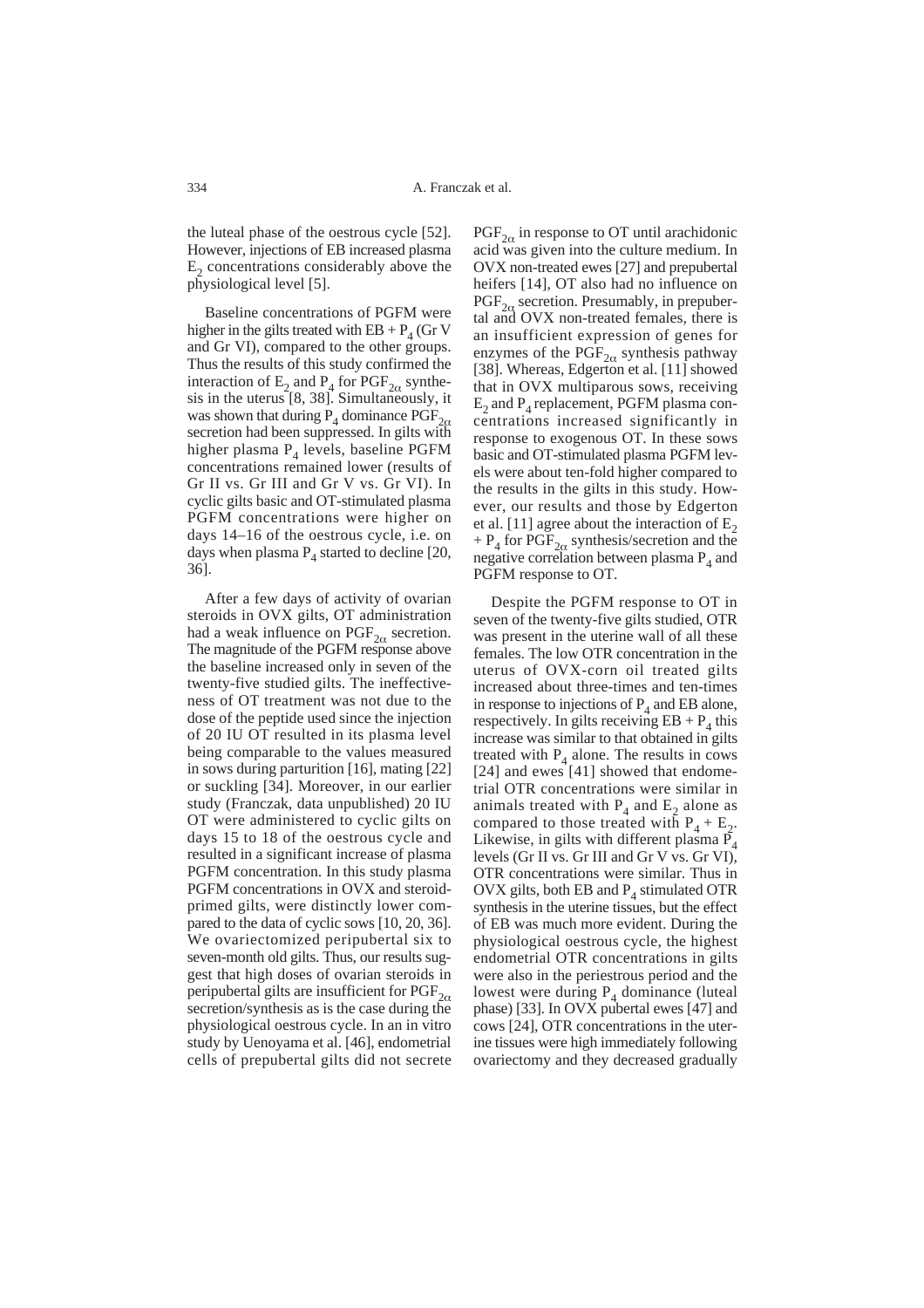the luteal phase of the oestrous cycle [52]. However, injections of EB increased plasma $E_2$ concentrations considerably above the physiological level [5].

Baseline concentrations of PGFM were higher in the gilts treated with EB + $P_4$ (Gr V and Gr VI), compared to the other groups. Thus the results of this study confirmed the interaction of $E_2$ and $P_4$ for $PGF_{2\alpha}$ synthesis in the uterus [8, 38]. Simultaneously, it was shown that during $P_4$ dominance $PGF_{2\alpha}$ secretion had been suppressed. In gilts with higher plasma $P_4$ levels, baseline PGFM concentrations remained lower (results of Gr II vs. Gr III and Gr V vs. Gr VI). In cyclic gilts basic and OT-stimulated plasma PGFM concentrations were higher on days 14–16 of the oestrous cycle, i.e. on days when plasma $P_4$ started to decline [20, 36].

After a few days of activity of ovarian steroids in OVX gilts, OT administration had a weak influence on $PGF_{2\alpha}$ secretion. The magnitude of the PGFM response above the baseline increased only in seven of the twenty-five studied gilts. The ineffectiveness of OT treatment was not due to the dose of the peptide used since the injection of 20 IU OT resulted in its plasma level being comparable to the values measured in sows during parturition [16], mating [22] or suckling [34]. Moreover, in our earlier study (Franczak, data unpublished) 20 IU OT were administered to cyclic gilts on days 15 to 18 of the oestrous cycle and resulted in a significant increase of plasma PGFM concentration. In this study plasma PGFM concentrations in OVX and steroid-primed gilts, were distinctly lower compared to the data of cyclic sows [10, 20, 36]. We ovariectomized peripubertal six to seven-month old gilts. Thus, our results suggest that high doses of ovarian steroids in peripubertal gilts are insufficient for $PGF_{2\alpha}$ secretion/synthesis as is the case during the physiological oestrous cycle. In an in vitro study by Uenoyama et al. [46], endometrial cells of prepubertal gilts did not secrete $PGF_{2\alpha}$ in response to OT until arachidonic acid was given into the culture medium. In OVX non-treated ewes [27] and prepubertal heifers [14], OT also had no influence on $PGF_{2\alpha}$ secretion. Presumably, in prepubertal and OVX non-treated females, there is an insufficient expression of genes for enzymes of the $PGF_{2\alpha}$ synthesis pathway [38]. Whereas, Edgerton et al. [11] showed that in OVX multiparous sows, receiving $E_2$ and $P_4$ replacement, PGFM plasma concentrations increased significantly in response to exogenous OT. In these sows basic and OT-stimulated plasma PGFM levels were about ten-fold higher compared to the results in the gilts in this study. However, our results and those by Edgerton et al. [11] agree about the interaction of $E_2$ + $P_4$ for $PGF_{2\alpha}$ synthesis/secretion and the negative correlation between plasma $P_4$ and PGFM response to OT.

Despite the PGFM response to OT in seven of the twenty-five gilts studied, OTR was present in the uterine wall of all these females. The low OTR concentration in the uterus of OVX-corn oil treated gilts increased about three-times and ten-times in response to injections of $P_4$ and EB alone, respectively. In gilts receiving EB + $P_4$ this increase was similar to that obtained in gilts treated with $P_4$ alone. The results in cows [24] and ewes [41] showed that endometrial OTR concentrations were similar in animals treated with $P_4$ and $E_2$ alone as compared to those treated with $P_4$ + $E_2$. Likewise, in gilts with different plasma $P_4$ levels (Gr II vs. Gr III and Gr V vs. Gr VI), OTR concentrations were similar. Thus in OVX gilts, both EB and $P_4$ stimulated OTR synthesis in the uterine tissues, but the effect of EB was much more evident. During the physiological oestrous cycle, the highest endometrial OTR concentrations in gilts were also in the periestrous period and the lowest were during $P_4$ dominance (luteal phase) [33]. In OVX pubertal ewes [47] and cows [24], OTR concentrations in the uterine tissues were high immediately following ovariectomy and they decreased gradually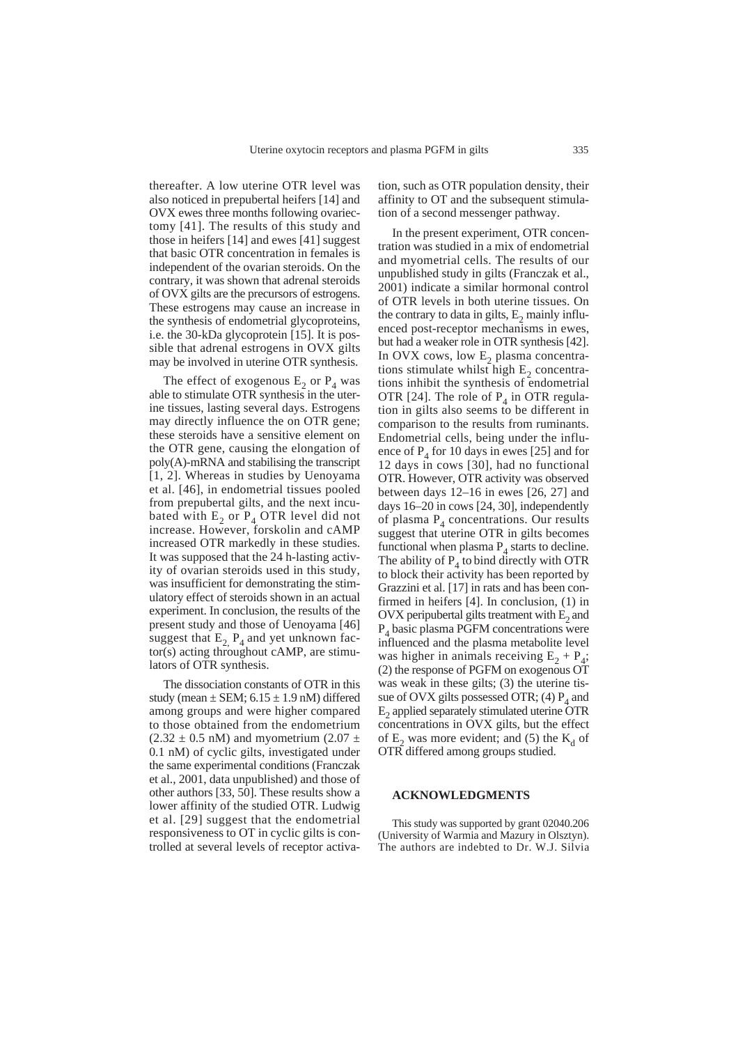thereafter. A low uterine OTR level was also noticed in prepubertal heifers [14] and OVX ewes three months following ovariectomy [41]. The results of this study and those in heifers [14] and ewes [41] suggest that basic OTR concentration in females is independent of the ovarian steroids. On the contrary, it was shown that adrenal steroids of OVX gilts are the precursors of estrogens. These estrogens may cause an increase in the synthesis of endometrial glycoproteins, i.e. the 30-kDa glycoprotein [15]. It is possible that adrenal estrogens in OVX gilts may be involved in uterine OTR synthesis.

The effect of exogenous $E_2$ or $P_4$ was able to stimulate OTR synthesis in the uterine tissues, lasting several days. Estrogens may directly influence the on OTR gene; these steroids have a sensitive element on the OTR gene, causing the elongation of poly(A)-mRNA and stabilising the transcript [1, 2]. Whereas in studies by Uenoyama et al. [46], in endometrial tissues pooled from prepubertal gilts, and the next incubated with $E_2$ or $P_4$ OTR level did not increase. However, forskolin and cAMP increased OTR markedly in these studies. It was supposed that the 24 h-lasting activity of ovarian steroids used in this study, was insufficient for demonstrating the stimulatory effect of steroids shown in an actual experiment. In conclusion, the results of the present study and those of Uenoyama [46] suggest that $E_2$, $P_4$ and yet unknown factor(s) acting throughout cAMP, are stimulators of OTR synthesis.

The dissociation constants of OTR in this study (mean ± SEM; 6.15 ± 1.9 nM) differed among groups and were higher compared to those obtained from the endometrium (2.32 ± 0.5 nM) and myometrium (2.07 ± 0.1 nM) of cyclic gilts, investigated under the same experimental conditions (Franczak et al., 2001, data unpublished) and those of other authors [33, 50]. These results show a lower affinity of the studied OTR. Ludwig et al. [29] suggest that the endometrial responsiveness to OT in cyclic gilts is controlled at several levels of receptor activation, such as OTR population density, their affinity to OT and the subsequent stimulation of a second messenger pathway.

In the present experiment, OTR concentration was studied in a mix of endometrial and myometrial cells. The results of our unpublished study in gilts (Franczak et al., 2001) indicate a similar hormonal control of OTR levels in both uterine tissues. On the contrary to data in gilts, $E_2$ mainly influenced post-receptor mechanisms in ewes, but had a weaker role in OTR synthesis [42]. In OVX cows, low $E_2$ plasma concentrations stimulate whilst high $E_2$ concentrations inhibit the synthesis of endometrial OTR [24]. The role of $P_4$ in OTR regulation in gilts also seems to be different in comparison to the results from ruminants. Endometrial cells, being under the influence of $P_4$ for 10 days in ewes [25] and for 12 days in cows [30], had no functional OTR. However, OTR activity was observed between days 12–16 in ewes [26, 27] and days 16–20 in cows [24, 30], independently of plasma $P_4$ concentrations. Our results suggest that uterine OTR in gilts becomes functional when plasma $P_4$ starts to decline. The ability of $P_4$ to bind directly with OTR to block their activity has been reported by Grazzini et al. [17] in rats and has been confirmed in heifers [4]. In conclusion, (1) in OVX peripubertal gilts treatment with $E_2$ and $P_4$ basic plasma PGFM concentrations were influenced and the plasma metabolite level was higher in animals receiving $E_2 + P_4$; (2) the response of PGFM on exogenous OT was weak in these gilts; (3) the uterine tissue of OVX gilts possessed OTR; (4) $P_4$ and $E_2$ applied separately stimulated uterine OTR concentrations in OVX gilts, but the effect of $E_2$ was more evident; and (5) the $K_d$ of OTR differed among groups studied.

## ACKNOWLEDGMENTS

This study was supported by grant 02040.206 (University of Warmia and Mazury in Olsztyn). The authors are indebted to Dr. W.J. Silvia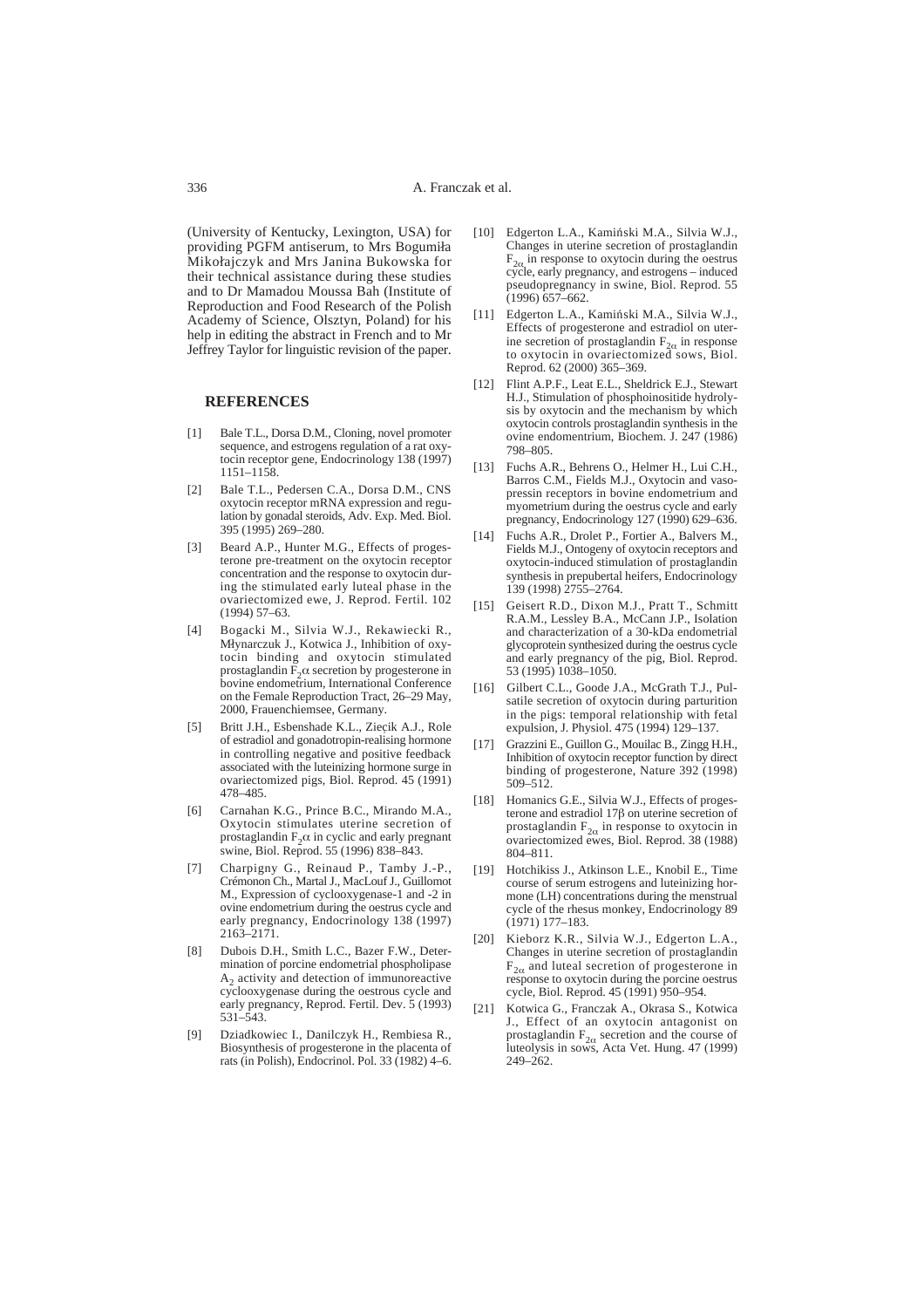(University of Kentucky, Lexington, USA) for providing PGFM antiserum, to Mrs Bogumiła Mikołajczyk and Mrs Janina Bukowska for their technical assistance during these studies and to Dr Mamadou Moussa Bah (Institute of Reproduction and Food Research of the Polish Academy of Science, Olsztyn, Poland) for his help in editing the abstract in French and to Mr Jeffrey Taylor for linguistic revision of the paper.

## REFERENCES

[1] Bale T.L., Dorsa D.M., Cloning, novel promoter sequence, and estrogens regulation of a rat oxytocin receptor gene, Endocrinology 138 (1997) 1151–1158.

[2] Bale T.L., Pedersen C.A., Dorsa D.M., CNS oxytocin receptor mRNA expression and regulation by gonadal steroids, Adv. Exp. Med. Biol. 395 (1995) 269–280.

[3] Beard A.P., Hunter M.G., Effects of progesterone pre-treatment on the oxytocin receptor concentration and the response to oxytocin during the stimulated early luteal phase in the ovariectomized ewe, J. Reprod. Fertil. 102 (1994) 57–63.

[4] Bogacki M., Silvia W.J., Rekawiecki R., Młynarczuk J., Kotwica J., Inhibition of oxytocin binding and oxytocin stimulated prostaglandin $F_2\alpha$ secretion by progesterone in bovine endometrium, International Conference on the Female Reproduction Tract, 26–29 May, 2000, Frauenchiemsee, Germany.

[5] Britt J.H., Esbenshade K.L., Zięcik A.J., Role of estradiol and gonadotropin-realising hormone in controlling negative and positive feedback associated with the luteinizing hormone surge in ovariectomized pigs, Biol. Reprod. 45 (1991) 478–485.

[6] Carnahan K.G., Prince B.C., Mirando M.A., Oxytocin stimulates uterine secretion of prostaglandin $F_2\alpha$ in cyclic and early pregnant swine, Biol. Reprod. 55 (1996) 838–843.

[7] Charpigny G., Reinaud P., Tamby J.-P., Crémonon Ch., Martal J., MacLouf J., Guillomot M., Expression of cyclooxygenase-1 and -2 in ovine endometrium during the oestrus cycle and early pregnancy, Endocrinology 138 (1997) 2163–2171.

[8] Dubois D.H., Smith L.C., Bazer F.W., Determination of porcine endometrial phospholipase $A_2$ activity and detection of immunoreactive cyclooxygenase during the oestrous cycle and early pregnancy, Reprod. Fertil. Dev. 5 (1993) 531–543.

[9] Dziadkowiec I., Danilczyk H., Rembiesa R., Biosynthesis of progesterone in the placenta of rats (in Polish), Endocrinol. Pol. 33 (1982) 4–6.

[10] Edgerton L.A., Kamiński M.A., Silvia W.J., Changes in uterine secretion of prostaglandin $F_{2\alpha}$ in response to oxytocin during the oestrus cycle, early pregnancy, and estrogens – induced pseudopregnancy in swine, Biol. Reprod. 55 (1996) 657–662.

[11] Edgerton L.A., Kamiński M.A., Silvia W.J., Effects of progesterone and estradiol on uterine secretion of prostaglandin $F_{2\alpha}$ in response to oxytocin in ovariectomized sows, Biol. Reprod. 62 (2000) 365–369.

[12] Flint A.P.F., Leat E.L., Sheldrick E.J., Stewart H.J., Stimulation of phosphoinositide hydrolysis by oxytocin and the mechanism by which oxytocin controls prostaglandin synthesis in the ovine endomentrium, Biochem. J. 247 (1986) 798–805.

[13] Fuchs A.R., Behrens O., Helmer H., Lui C.H., Barros C.M., Fields M.J., Oxytocin and vasopressin receptors in bovine endometrium and myometrium during the oestrus cycle and early pregnancy, Endocrinology 127 (1990) 629–636.

[14] Fuchs A.R., Drolet P., Fortier A., Balvers M., Fields M.J., Ontogeny of oxytocin receptors and oxytocin-induced stimulation of prostaglandin synthesis in prepubertal heifers, Endocrinology 139 (1998) 2755–2764.

[15] Geisert R.D., Dixon M.J., Pratt T., Schmitt R.A.M., Lessley B.A., McCann J.P., Isolation and characterization of a 30-kDa endometrial glycoprotein synthesized during the oestrus cycle and early pregnancy of the pig, Biol. Reprod. 53 (1995) 1038–1050.

[16] Gilbert C.L., Goode J.A., McGrath T.J., Pulsatile secretion of oxytocin during parturition in the pigs: temporal relationship with fetal expulsion, J. Physiol. 475 (1994) 129–137.

[17] Grazzini E., Guillon G., Mouilac B., Zingg H.H., Inhibition of oxytocin receptor function by direct binding of progesterone, Nature 392 (1998) 509–512.

[18] Homanics G.E., Silvia W.J., Effects of progesterone and estradiol 17β on uterine secretion of prostaglandin $F_{2\alpha}$ in response to oxytocin in ovariectomized ewes, Biol. Reprod. 38 (1988) 804–811.

[19] Hotchikiss J., Atkinson L.E., Knobil E., Time course of serum estrogens and luteinizing hormone (LH) concentrations during the menstrual cycle of the rhesus monkey, Endocrinology 89 (1971) 177–183.

[20] Kieborz K.R., Silvia W.J., Edgerton L.A., Changes in uterine secretion of prostaglandin $F_{2\alpha}$ and luteal secretion of progesterone in response to oxytocin during the porcine oestrus cycle, Biol. Reprod. 45 (1991) 950–954.

[21] Kotwica G., Franczak A., Okrasa S., Kotwica J., Effect of an oxytocin antagonist on prostaglandin $F_{2\alpha}$ secretion and the course of luteolysis in sows, Acta Vet. Hung. 47 (1999) 249–262.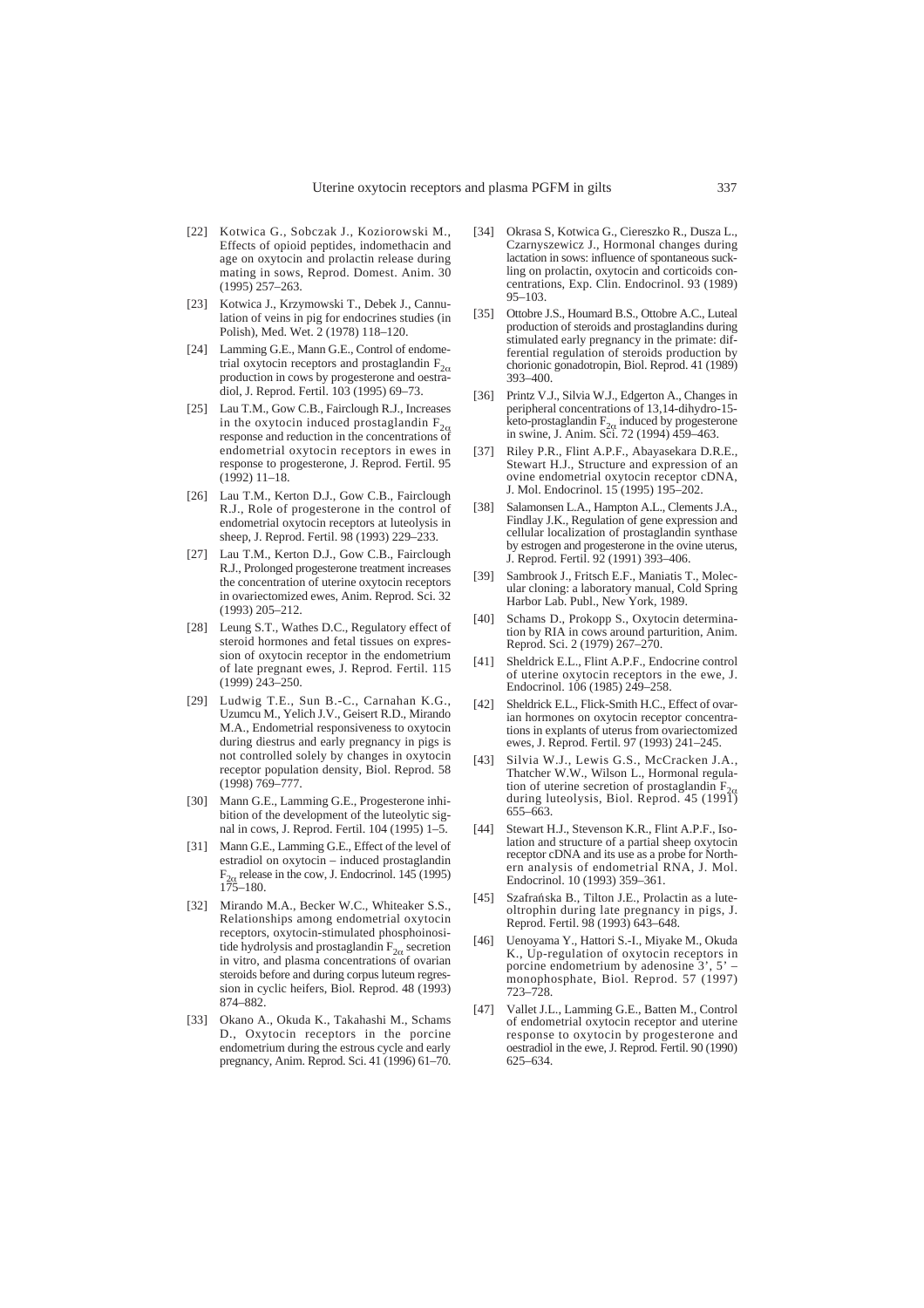[22] Kotwica G., Sobczak J., Koziorowski M., Effects of opioid peptides, indomethacin and age on oxytocin and prolactin release during mating in sows, Reprod. Domest. Anim. 30 (1995) 257–263.

[23] Kotwica J., Krzymowski T., Debek J., Cannulation of veins in pig for endocrines studies (in Polish), Med. Wet. 2 (1978) 118–120.

[24] Lamming G.E., Mann G.E., Control of endometrial oxytocin receptors and prostaglandin $F_{2\alpha}$ production in cows by progesterone and oestradiol, J. Reprod. Fertil. 103 (1995) 69–73.

[25] Lau T.M., Gow C.B., Fairclough R.J., Increases in the oxytocin induced prostaglandin $F_{2\alpha}$ response and reduction in the concentrations of endometrial oxytocin receptors in ewes in response to progesterone, J. Reprod. Fertil. 95 (1992) 11–18.

[26] Lau T.M., Kerton D.J., Gow C.B., Fairclough R.J., Role of progesterone in the control of endometrial oxytocin receptors at luteolysis in sheep, J. Reprod. Fertil. 98 (1993) 229–233.

[27] Lau T.M., Kerton D.J., Gow C.B., Fairclough R.J., Prolonged progesterone treatment increases the concentration of uterine oxytocin receptors in ovariectomized ewes, Anim. Reprod. Sci. 32 (1993) 205–212.

[28] Leung S.T., Wathes D.C., Regulatory effect of steroid hormones and fetal tissues on expression of oxytocin receptor in the endometrium of late pregnant ewes, J. Reprod. Fertil. 115 (1999) 243–250.

[29] Ludwig T.E., Sun B.-C., Carnahan K.G., Uzumcu M., Yelich J.V., Geisert R.D., Mirando M.A., Endometrial responsiveness to oxytocin during diestrus and early pregnancy in pigs is not controlled solely by changes in oxytocin receptor population density, Biol. Reprod. 58 (1998) 769–777.

[30] Mann G.E., Lamming G.E., Progesterone inhibition of the development of the luteolytic signal in cows, J. Reprod. Fertil. 104 (1995) 1–5.

[31] Mann G.E., Lamming G.E., Effect of the level of estradiol on oxytocin – induced prostaglandin $F_{2\alpha}$ release in the cow, J. Endocrinol. 145 (1995) 175–180.

[32] Mirando M.A., Becker W.C., Whiteaker S.S., Relationships among endometrial oxytocin receptors, oxytocin-stimulated phosphoinositide hydrolysis and prostaglandin $F_{2\alpha}$ secretion in vitro, and plasma concentrations of ovarian steroids before and during corpus luteum regression in cyclic heifers, Biol. Reprod. 48 (1993) 874–882.

[33] Okano A., Okuda K., Takahashi M., Schams D., Oxytocin receptors in the porcine endometrium during the estrous cycle and early pregnancy, Anim. Reprod. Sci. 41 (1996) 61–70.

[34] Okrasa S, Kotwica G., Ciereszko R., Dusza L., Czarnyszewicz J., Hormonal changes during lactation in sows: influence of spontaneous suckling on prolactin, oxytocin and corticoids concentrations, Exp. Clin. Endocrinol. 93 (1989) 95–103.

[35] Ottobre J.S., Houmard B.S., Ottobre A.C., Luteal production of steroids and prostaglandins during stimulated early pregnancy in the primate: differential regulation of steroids production by chorionic gonadotropin, Biol. Reprod. 41 (1989) 393–400.

[36] Printz V.J., Silvia W.J., Edgerton A., Changes in peripheral concentrations of 13,14-dihydro-15-keto-prostaglandin $F_{2\alpha}$ induced by progesterone in swine, J. Anim. Sci. 72 (1994) 459–463.

[37] Riley P.R., Flint A.P.F., Abayasekara D.R.E., Stewart H.J., Structure and expression of an ovine endometrial oxytocin receptor cDNA, J. Mol. Endocrinol. 15 (1995) 195–202.

[38] Salamonsen L.A., Hampton A.L., Clements J.A., Findlay J.K., Regulation of gene expression and cellular localization of prostaglandin synthase by estrogen and progesterone in the ovine uterus, J. Reprod. Fertil. 92 (1991) 393–406.

[39] Sambrook J., Fritsch E.F., Maniatis T., Molecular cloning: a laboratory manual, Cold Spring Harbor Lab. Publ., New York, 1989.

[40] Schams D., Prokopp S., Oxytocin determination by RIA in cows around parturition, Anim. Reprod. Sci. 2 (1979) 267–270.

[41] Sheldrick E.L., Flint A.P.F., Endocrine control of uterine oxytocin receptors in the ewe, J. Endocrinol. 106 (1985) 249–258.

[42] Sheldrick E.L., Flick-Smith H.C., Effect of ovarian hormones on oxytocin receptor concentrations in explants of uterus from ovariectomized ewes, J. Reprod. Fertil. 97 (1993) 241–245.

[43] Silvia W.J., Lewis G.S., McCracken J.A., Thatcher W.W., Wilson L., Hormonal regulation of uterine secretion of prostaglandin $F_{2\alpha}$ during luteolysis, Biol. Reprod. 45 (1991) 655–663.

[44] Stewart H.J., Stevenson K.R., Flint A.P.F., Isolation and structure of a partial sheep oxytocin receptor cDNA and its use as a probe for Northern analysis of endometrial RNA, J. Mol. Endocrinol. 10 (1993) 359–361.

[45] Szafrańska B., Tilton J.E., Prolactin as a luteoltrophin during late pregnancy in pigs, J. Reprod. Fertil. 98 (1993) 643–648.

[46] Uenoyama Y., Hattori S.-I., Miyake M., Okuda K., Up-regulation of oxytocin receptors in porcine endometrium by adenosine 3', 5' – monophosphate, Biol. Reprod. 57 (1997) 723–728.

[47] Vallet J.L., Lamming G.E., Batten M., Control of endometrial oxytocin receptor and uterine response to oxytocin by progesterone and oestradiol in the ewe, J. Reprod. Fertil. 90 (1990) 625–634.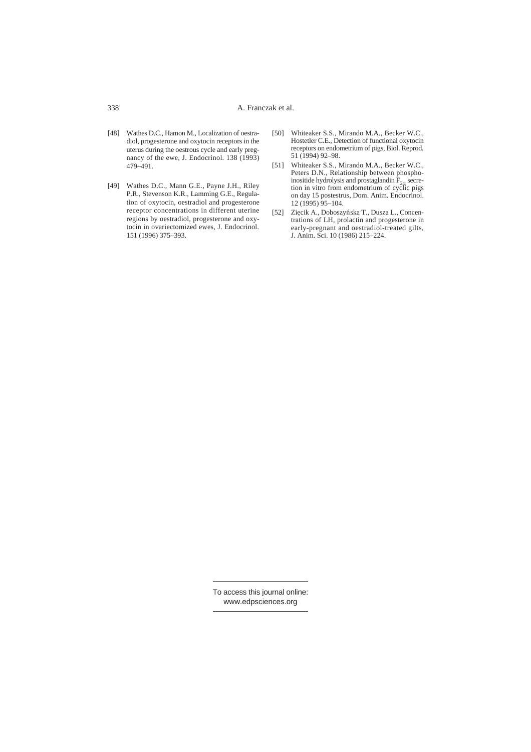[48] Wathes D.C., Hamon M., Localization of oestradiol, progesterone and oxytocin receptors in the uterus during the oestrous cycle and early pregnancy of the ewe, J. Endocrinol. 138 (1993) 479–491.

[49] Wathes D.C., Mann G.E., Payne J.H., Riley P.R., Stevenson K.R., Lamming G.E., Regulation of oxytocin, oestradiol and progesterone receptor concentrations in different uterine regions by oestradiol, progesterone and oxytocin in ovariectomized ewes, J. Endocrinol. 151 (1996) 375–393.

[50] Whiteaker S.S., Mirando M.A., Becker W.C., Hostetler C.E., Detection of functional oxytocin receptors on endometrium of pigs, Biol. Reprod. 51 (1994) 92–98.

[51] Whiteaker S.S., Mirando M.A., Becker W.C., Peters D.N., Relationship between phosphoinositide hydrolysis and prostaglandin $F_{2\alpha}$ secretion in vitro from endometrium of cyclic pigs on day 15 postestrus, Dom. Anim. Endocrinol. 12 (1995) 95–104.

[52] Ziȩcik A., Doboszyńska T., Dusza L., Concentrations of LH, prolactin and progesterone in early-pregnant and oestradiol-treated gilts, J. Anim. Sci. 10 (1986) 215–224.

To access this journal online:
www.edpsciences.org